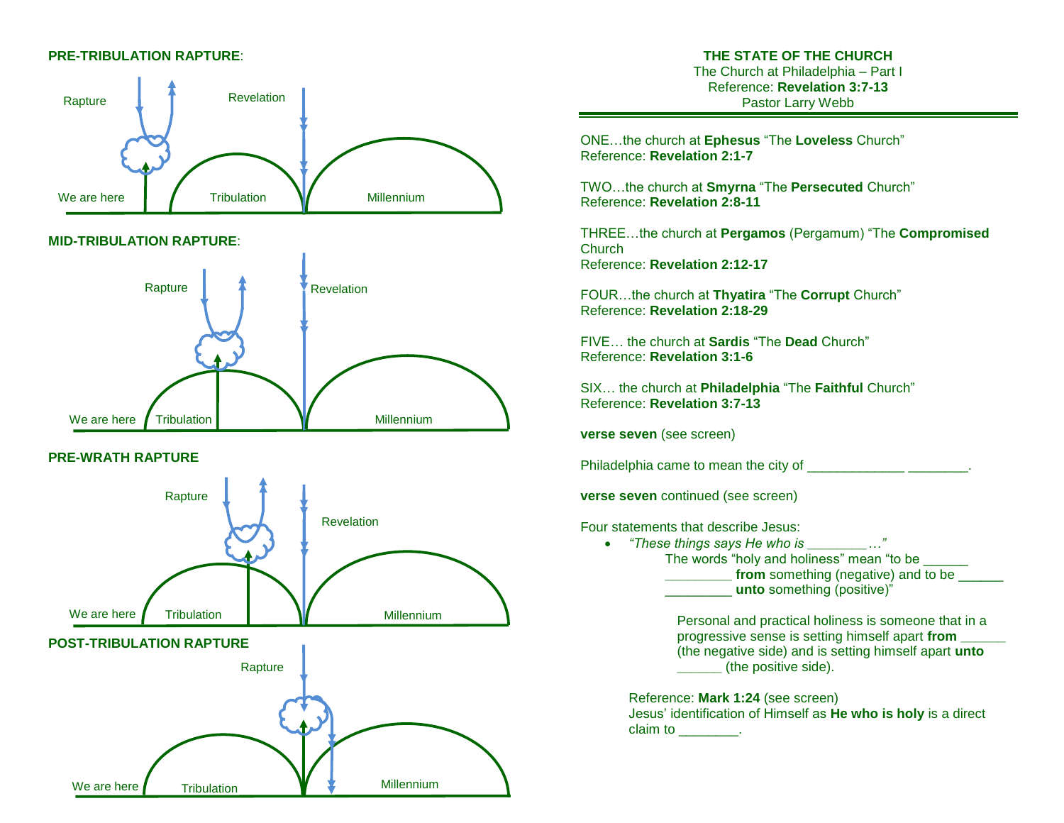**PRE-TRIBULATION RAPTURE**:

Rapture

Revelation

We are here

Tribulation

Millennium

**MID-TRIBULATION RAPTURE**:

Rapture

Revelation

We are here

Tribulation

Millennium

**PRE-WRATH RAPTURE**

Rapture

Revelation

We are here

Tribulation

Millennium

**POST-TRIBULATION RAPTURE**

Rapture

We are here

Tribulation

Millennium

**THE STATE OF THE CHURCH**
The Church at Philadelphia – Part I
Reference: **Revelation 3:7-13**
Pastor Larry Webb

---

ONE…the church at **Ephesus** "The **Loveless** Church"
Reference: **Revelation 2:1-7**

TWO…the church at **Smyrna** "The **Persecuted** Church"
Reference: **Revelation 2:8-11**

THREE…the church at **Pergamos** (Pergamum) "The **Compromised** Church
Reference: **Revelation 2:12-17**

FOUR…the church at **Thyatira** "The **Corrupt** Church"
Reference: **Revelation 2:18-29**

FIVE… the church at **Sardis** "The **Dead** Church"
Reference: **Revelation 3:1-6**

SIX… the church at **Philadelphia** "The **Faithful** Church"
Reference: **Revelation 3:7-13**

**verse seven** (see screen)

Philadelphia came to mean the city of _____________ ________.

**verse seven** continued (see screen)

Four statements that describe Jesus:

- *"These things says He who is ________…"*

  The words "holy and holiness" mean "to be ______ _________ **from** something (negative) and to be ______ _________ **unto** something (positive)"

  Personal and practical holiness is someone that in a progressive sense is setting himself apart **from** ______ (the negative side) and is setting himself apart **unto** ______ (the positive side).

  Reference: **Mark 1:24** (see screen)
  Jesus' identification of Himself as **He who is holy** is a direct claim to ________.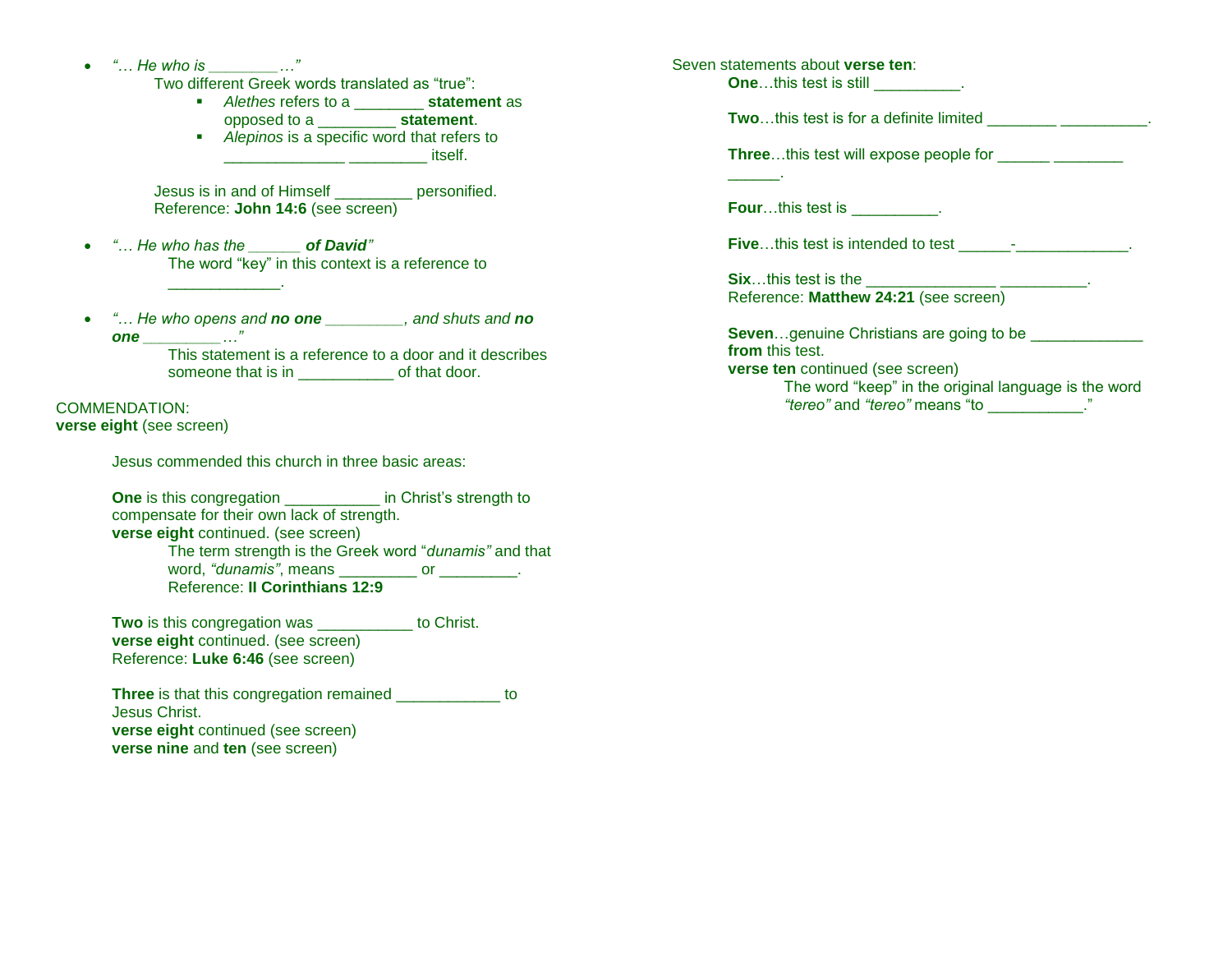- *"… He who is ________…"*

  Two different Greek words translated as "true":

  - *Alethes* refers to a ________ **statement** as opposed to a _________ **statement**.
  - *Alepinos* is a specific word that refers to ______________ _________ itself.

  Jesus is in and of Himself _________ personified.
  Reference: **John 14:6** (see screen)

- *"… He who has the ______* ***of David"***

  The word "key" in this context is a reference to _____________.

- *"… He who opens and* ***no one*** *_________, and shuts and* ***no one*** *_________…"*

  This statement is a reference to a door and it describes someone that is in ___________ of that door.

COMMENDATION:
**verse eight** (see screen)

Jesus commended this church in three basic areas:

**One** is this congregation ___________ in Christ's strength to compensate for their own lack of strength.
**verse eight** continued. (see screen)

The term strength is the Greek word "*dunamis"* and that word, *"dunamis"*, means _________ or _________.
Reference: **II Corinthians 12:9**

**Two** is this congregation was ___________ to Christ.
**verse eight** continued. (see screen)
Reference: **Luke 6:46** (see screen)

**Three** is that this congregation remained ____________ to Jesus Christ.
**verse eight** continued (see screen)
**verse nine** and **ten** (see screen)

Seven statements about **verse ten**:

**One**…this test is still __________.

**Two**…this test is for a definite limited ________ __________.

**Three**…this test will expose people for ______ ________ ______.

**Four**…this test is __________.

**Five**…this test is intended to test ______-_____________.

**Six**…this test is the _______________ __________.
Reference: **Matthew 24:21** (see screen)

**Seven**…genuine Christians are going to be _____________ **from** this test.
**verse ten** continued (see screen)

The word "keep" in the original language is the word *"tereo"* and *"tereo"* means "to ___________."